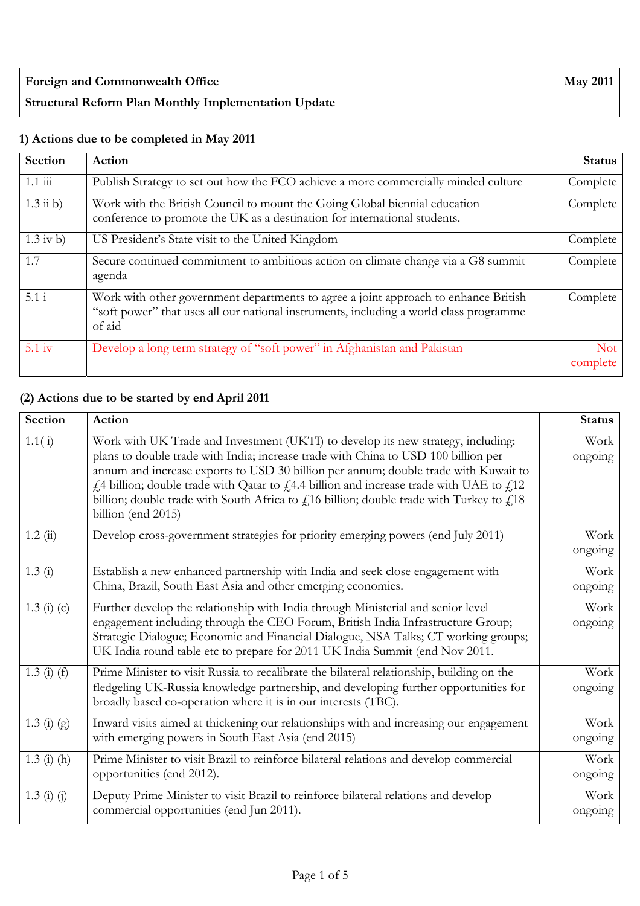| **Foreign and Commonwealth Office**<br>**Structural Reform Plan Monthly Implementation Update** | **May 2011** |
|---|---|

**1) Actions due to be completed in May 2011**

| Section | Action | Status |
|---|---|---|
| 1.1 iii | Publish Strategy to set out how the FCO achieve a more commercially minded culture | Complete |
| 1.3 ii b) | Work with the British Council to mount the Going Global biennial education conference to promote the UK as a destination for international students. | Complete |
| 1.3 iv b) | US President's State visit to the United Kingdom | Complete |
| 1.7 | Secure continued commitment to ambitious action on climate change via a G8 summit agenda | Complete |
| 5.1 i | Work with other government departments to agree a joint approach to enhance British "soft power" that uses all our national instruments, including a world class programme of aid | Complete |
| 5.1 iv | Develop a long term strategy of "soft power" in Afghanistan and Pakistan | Not complete |

**(2) Actions due to be started by end April 2011**

| Section | Action | Status |
|---|---|---|
| 1.1( i) | Work with UK Trade and Investment (UKTI) to develop its new strategy, including: plans to double trade with India; increase trade with China to USD 100 billion per annum and increase exports to USD 30 billion per annum; double trade with Kuwait to £4 billion; double trade with Qatar to £4.4 billion and increase trade with UAE to £12 billion; double trade with South Africa to £16 billion; double trade with Turkey to £18 billion (end 2015) | Work ongoing |
| 1.2 (ii) | Develop cross-government strategies for priority emerging powers (end July 2011) | Work ongoing |
| 1.3 (i) | Establish a new enhanced partnership with India and seek close engagement with China, Brazil, South East Asia and other emerging economies. | Work ongoing |
| 1.3 (i) (c) | Further develop the relationship with India through Ministerial and senior level engagement including through the CEO Forum, British India Infrastructure Group; Strategic Dialogue; Economic and Financial Dialogue, NSA Talks; CT working groups; UK India round table etc to prepare for 2011 UK India Summit (end Nov 2011. | Work ongoing |
| 1.3 (i) (f) | Prime Minister to visit Russia to recalibrate the bilateral relationship, building on the fledgeling UK-Russia knowledge partnership, and developing further opportunities for broadly based co-operation where it is in our interests (TBC). | Work ongoing |
| 1.3 (i) (g) | Inward visits aimed at thickening our relationships with and increasing our engagement with emerging powers in South East Asia (end 2015) | Work ongoing |
| 1.3 (i) (h) | Prime Minister to visit Brazil to reinforce bilateral relations and develop commercial opportunities (end 2012). | Work ongoing |
| 1.3 (i) (j) | Deputy Prime Minister to visit Brazil to reinforce bilateral relations and develop commercial opportunities (end Jun 2011). | Work ongoing |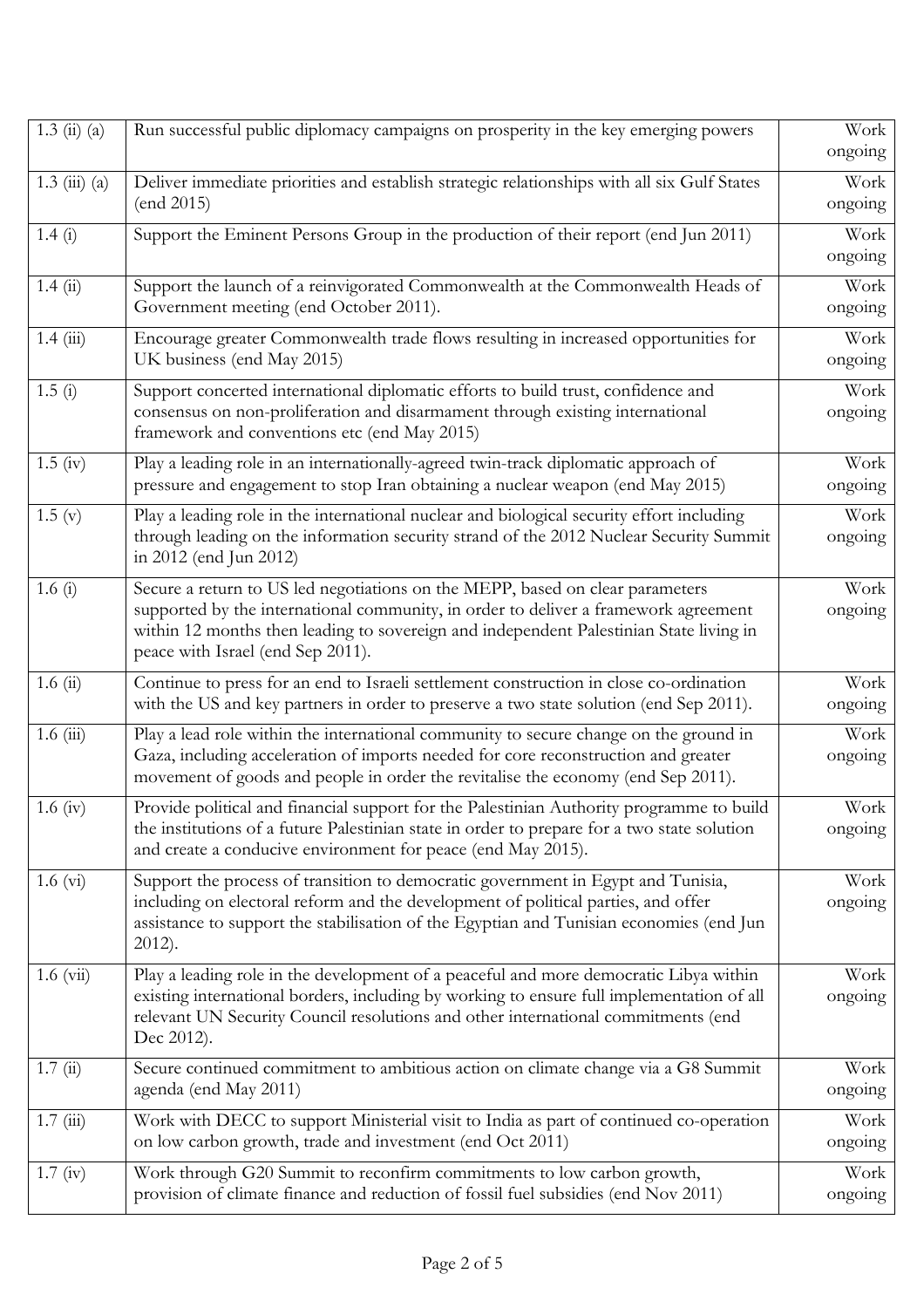| | | |
|---|---|---|
| 1.3 (ii) (a) | Run successful public diplomacy campaigns on prosperity in the key emerging powers | Work ongoing |
| 1.3 (iii) (a) | Deliver immediate priorities and establish strategic relationships with all six Gulf States (end 2015) | Work ongoing |
| 1.4 (i) | Support the Eminent Persons Group in the production of their report (end Jun 2011) | Work ongoing |
| 1.4 (ii) | Support the launch of a reinvigorated Commonwealth at the Commonwealth Heads of Government meeting (end October 2011). | Work ongoing |
| 1.4 (iii) | Encourage greater Commonwealth trade flows resulting in increased opportunities for UK business (end May 2015) | Work ongoing |
| 1.5 (i) | Support concerted international diplomatic efforts to build trust, confidence and consensus on non-proliferation and disarmament through existing international framework and conventions etc (end May 2015) | Work ongoing |
| 1.5 (iv) | Play a leading role in an internationally-agreed twin-track diplomatic approach of pressure and engagement to stop Iran obtaining a nuclear weapon (end May 2015) | Work ongoing |
| 1.5 (v) | Play a leading role in the international nuclear and biological security effort including through leading on the information security strand of the 2012 Nuclear Security Summit in 2012 (end Jun 2012) | Work ongoing |
| 1.6 (i) | Secure a return to US led negotiations on the MEPP, based on clear parameters supported by the international community, in order to deliver a framework agreement within 12 months then leading to sovereign and independent Palestinian State living in peace with Israel (end Sep 2011). | Work ongoing |
| 1.6 (ii) | Continue to press for an end to Israeli settlement construction in close co-ordination with the US and key partners in order to preserve a two state solution (end Sep 2011). | Work ongoing |
| 1.6 (iii) | Play a lead role within the international community to secure change on the ground in Gaza, including acceleration of imports needed for core reconstruction and greater movement of goods and people in order the revitalise the economy (end Sep 2011). | Work ongoing |
| 1.6 (iv) | Provide political and financial support for the Palestinian Authority programme to build the institutions of a future Palestinian state in order to prepare for a two state solution and create a conducive environment for peace (end May 2015). | Work ongoing |
| 1.6 (vi) | Support the process of transition to democratic government in Egypt and Tunisia, including on electoral reform and the development of political parties, and offer assistance to support the stabilisation of the Egyptian and Tunisian economies (end Jun 2012). | Work ongoing |
| 1.6 (vii) | Play a leading role in the development of a peaceful and more democratic Libya within existing international borders, including by working to ensure full implementation of all relevant UN Security Council resolutions and other international commitments (end Dec 2012). | Work ongoing |
| 1.7 (ii) | Secure continued commitment to ambitious action on climate change via a G8 Summit agenda (end May 2011) | Work ongoing |
| 1.7 (iii) | Work with DECC to support Ministerial visit to India as part of continued co-operation on low carbon growth, trade and investment (end Oct 2011) | Work ongoing |
| 1.7 (iv) | Work through G20 Summit to reconfirm commitments to low carbon growth, provision of climate finance and reduction of fossil fuel subsidies (end Nov 2011) | Work ongoing |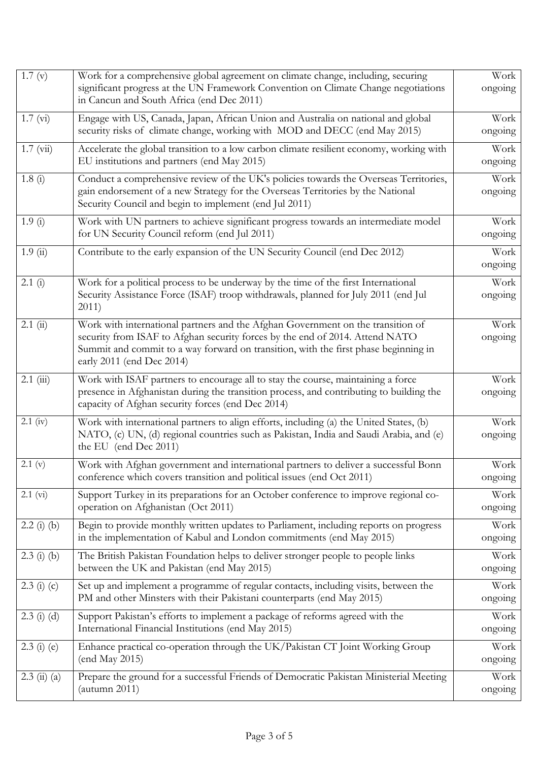| | | |
|---|---|---|
| 1.7 (v) | Work for a comprehensive global agreement on climate change, including, securing significant progress at the UN Framework Convention on Climate Change negotiations in Cancun and South Africa (end Dec 2011) | Work ongoing |
| 1.7 (vi) | Engage with US, Canada, Japan, African Union and Australia on national and global security risks of climate change, working with MOD and DECC (end May 2015) | Work ongoing |
| 1.7 (vii) | Accelerate the global transition to a low carbon climate resilient economy, working with EU institutions and partners (end May 2015) | Work ongoing |
| 1.8 (i) | Conduct a comprehensive review of the UK's policies towards the Overseas Territories, gain endorsement of a new Strategy for the Overseas Territories by the National Security Council and begin to implement (end Jul 2011) | Work ongoing |
| 1.9 (i) | Work with UN partners to achieve significant progress towards an intermediate model for UN Security Council reform (end Jul 2011) | Work ongoing |
| 1.9 (ii) | Contribute to the early expansion of the UN Security Council (end Dec 2012) | Work ongoing |
| 2.1 (i) | Work for a political process to be underway by the time of the first International Security Assistance Force (ISAF) troop withdrawals, planned for July 2011 (end Jul 2011) | Work ongoing |
| 2.1 (ii) | Work with international partners and the Afghan Government on the transition of security from ISAF to Afghan security forces by the end of 2014. Attend NATO Summit and commit to a way forward on transition, with the first phase beginning in early 2011 (end Dec 2014) | Work ongoing |
| 2.1 (iii) | Work with ISAF partners to encourage all to stay the course, maintaining a force presence in Afghanistan during the transition process, and contributing to building the capacity of Afghan security forces (end Dec 2014) | Work ongoing |
| 2.1 (iv) | Work with international partners to align efforts, including (a) the United States, (b) NATO, (c) UN, (d) regional countries such as Pakistan, India and Saudi Arabia, and (e) the EU (end Dec 2011) | Work ongoing |
| 2.1 (v) | Work with Afghan government and international partners to deliver a successful Bonn conference which covers transition and political issues (end Oct 2011) | Work ongoing |
| 2.1 (vi) | Support Turkey in its preparations for an October conference to improve regional co-operation on Afghanistan (Oct 2011) | Work ongoing |
| 2.2 (i) (b) | Begin to provide monthly written updates to Parliament, including reports on progress in the implementation of Kabul and London commitments (end May 2015) | Work ongoing |
| 2.3 (i) (b) | The British Pakistan Foundation helps to deliver stronger people to people links between the UK and Pakistan (end May 2015) | Work ongoing |
| 2.3 (i) (c) | Set up and implement a programme of regular contacts, including visits, between the PM and other Minsters with their Pakistani counterparts (end May 2015) | Work ongoing |
| 2.3 (i) (d) | Support Pakistan's efforts to implement a package of reforms agreed with the International Financial Institutions (end May 2015) | Work ongoing |
| 2.3 (i) (e) | Enhance practical co-operation through the UK/Pakistan CT Joint Working Group (end May 2015) | Work ongoing |
| 2.3 (ii) (a) | Prepare the ground for a successful Friends of Democratic Pakistan Ministerial Meeting (autumn 2011) | Work ongoing |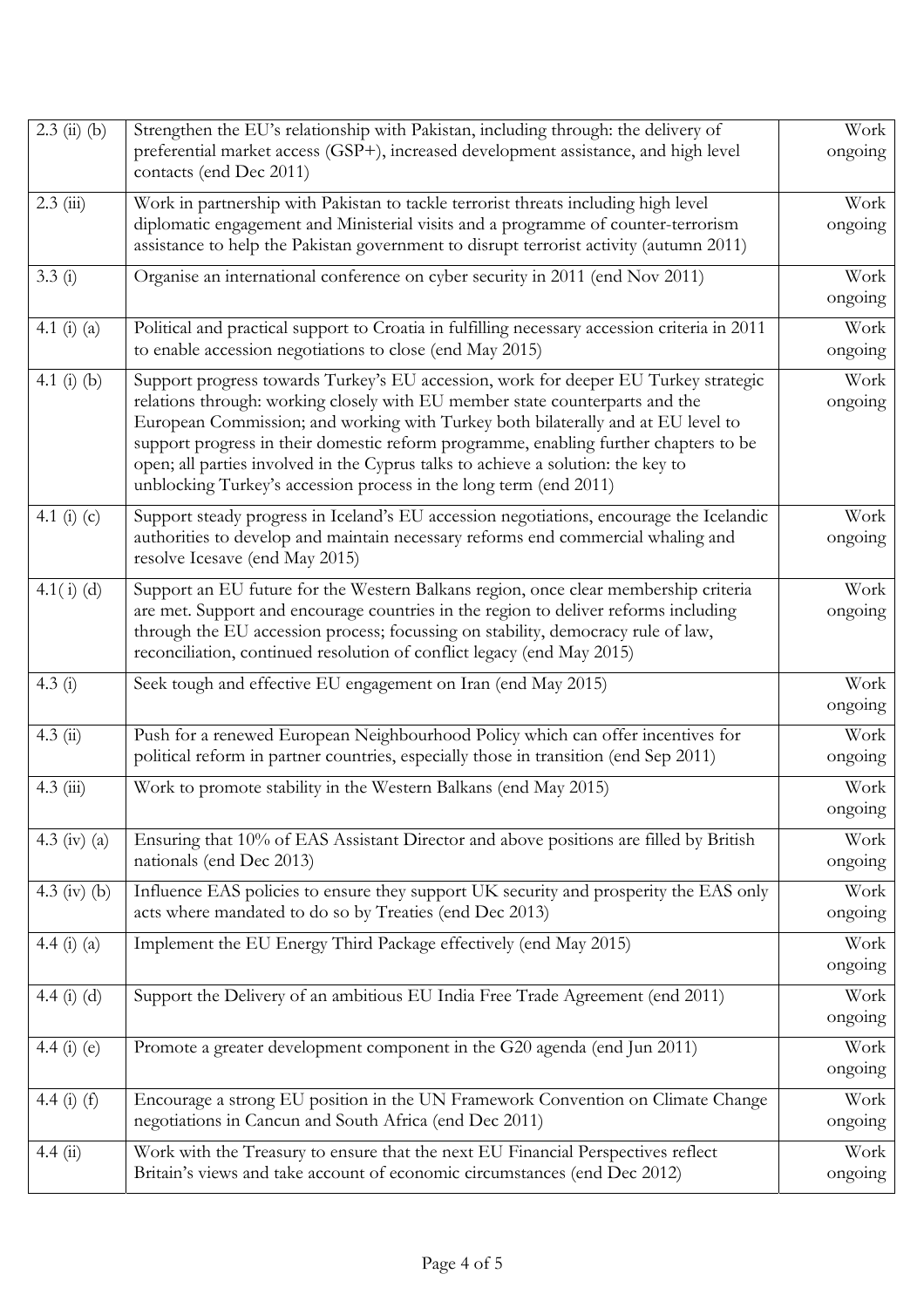| | | |
|---|---|---|
| 2.3 (ii) (b) | Strengthen the EU's relationship with Pakistan, including through: the delivery of preferential market access (GSP+), increased development assistance, and high level contacts (end Dec 2011) | Work ongoing |
| 2.3 (iii) | Work in partnership with Pakistan to tackle terrorist threats including high level diplomatic engagement and Ministerial visits and a programme of counter-terrorism assistance to help the Pakistan government to disrupt terrorist activity (autumn 2011) | Work ongoing |
| 3.3 (i) | Organise an international conference on cyber security in 2011 (end Nov 2011) | Work ongoing |
| 4.1 (i) (a) | Political and practical support to Croatia in fulfilling necessary accession criteria in 2011 to enable accession negotiations to close (end May 2015) | Work ongoing |
| 4.1 (i) (b) | Support progress towards Turkey's EU accession, work for deeper EU Turkey strategic relations through: working closely with EU member state counterparts and the European Commission; and working with Turkey both bilaterally and at EU level to support progress in their domestic reform programme, enabling further chapters to be open; all parties involved in the Cyprus talks to achieve a solution: the key to unblocking Turkey's accession process in the long term (end 2011) | Work ongoing |
| 4.1 (i) (c) | Support steady progress in Iceland's EU accession negotiations, encourage the Icelandic authorities to develop and maintain necessary reforms end commercial whaling and resolve Icesave (end May 2015) | Work ongoing |
| 4.1( i) (d) | Support an EU future for the Western Balkans region, once clear membership criteria are met. Support and encourage countries in the region to deliver reforms including through the EU accession process; focussing on stability, democracy rule of law, reconciliation, continued resolution of conflict legacy (end May 2015) | Work ongoing |
| 4.3 (i) | Seek tough and effective EU engagement on Iran (end May 2015) | Work ongoing |
| 4.3 (ii) | Push for a renewed European Neighbourhood Policy which can offer incentives for political reform in partner countries, especially those in transition (end Sep 2011) | Work ongoing |
| 4.3 (iii) | Work to promote stability in the Western Balkans (end May 2015) | Work ongoing |
| 4.3 (iv) (a) | Ensuring that 10% of EAS Assistant Director and above positions are filled by British nationals (end Dec 2013) | Work ongoing |
| 4.3 (iv) (b) | Influence EAS policies to ensure they support UK security and prosperity the EAS only acts where mandated to do so by Treaties (end Dec 2013) | Work ongoing |
| 4.4 (i) (a) | Implement the EU Energy Third Package effectively (end May 2015) | Work ongoing |
| 4.4 (i) (d) | Support the Delivery of an ambitious EU India Free Trade Agreement (end 2011) | Work ongoing |
| 4.4 (i) (e) | Promote a greater development component in the G20 agenda (end Jun 2011) | Work ongoing |
| 4.4 (i) (f) | Encourage a strong EU position in the UN Framework Convention on Climate Change negotiations in Cancun and South Africa (end Dec 2011) | Work ongoing |
| 4.4 (ii) | Work with the Treasury to ensure that the next EU Financial Perspectives reflect Britain's views and take account of economic circumstances (end Dec 2012) | Work ongoing |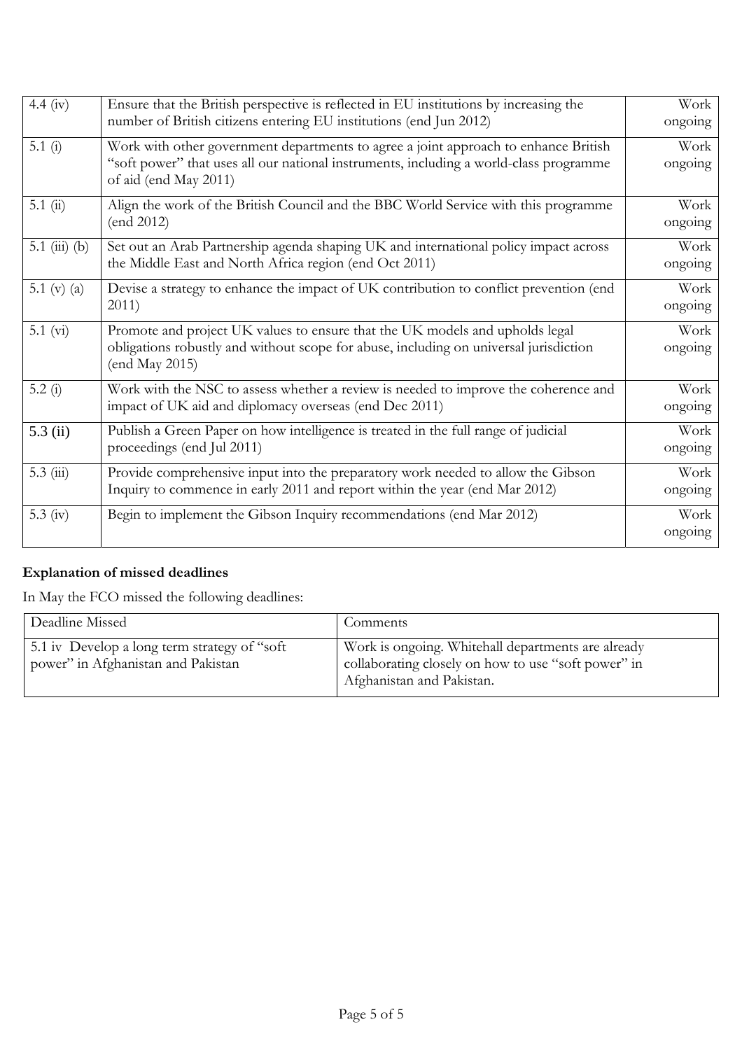| | | |
|---|---|---|
| 4.4 (iv) | Ensure that the British perspective is reflected in EU institutions by increasing the number of British citizens entering EU institutions (end Jun 2012) | Work ongoing |
| 5.1 (i) | Work with other government departments to agree a joint approach to enhance British "soft power" that uses all our national instruments, including a world-class programme of aid (end May 2011) | Work ongoing |
| 5.1 (ii) | Align the work of the British Council and the BBC World Service with this programme (end 2012) | Work ongoing |
| 5.1 (iii) (b) | Set out an Arab Partnership agenda shaping UK and international policy impact across the Middle East and North Africa region (end Oct 2011) | Work ongoing |
| 5.1 (v) (a) | Devise a strategy to enhance the impact of UK contribution to conflict prevention (end 2011) | Work ongoing |
| 5.1 (vi) | Promote and project UK values to ensure that the UK models and upholds legal obligations robustly and without scope for abuse, including on universal jurisdiction (end May 2015) | Work ongoing |
| 5.2 (i) | Work with the NSC to assess whether a review is needed to improve the coherence and impact of UK aid and diplomacy overseas (end Dec 2011) | Work ongoing |
| 5.3 (ii) | Publish a Green Paper on how intelligence is treated in the full range of judicial proceedings (end Jul 2011) | Work ongoing |
| 5.3 (iii) | Provide comprehensive input into the preparatory work needed to allow the Gibson Inquiry to commence in early 2011 and report within the year (end Mar 2012) | Work ongoing |
| 5.3 (iv) | Begin to implement the Gibson Inquiry recommendations (end Mar 2012) | Work ongoing |

**Explanation of missed deadlines**

In May the FCO missed the following deadlines:

| Deadline Missed | Comments |
|---|---|
| 5.1 iv Develop a long term strategy of "soft power" in Afghanistan and Pakistan | Work is ongoing. Whitehall departments are already collaborating closely on how to use "soft power" in Afghanistan and Pakistan. |